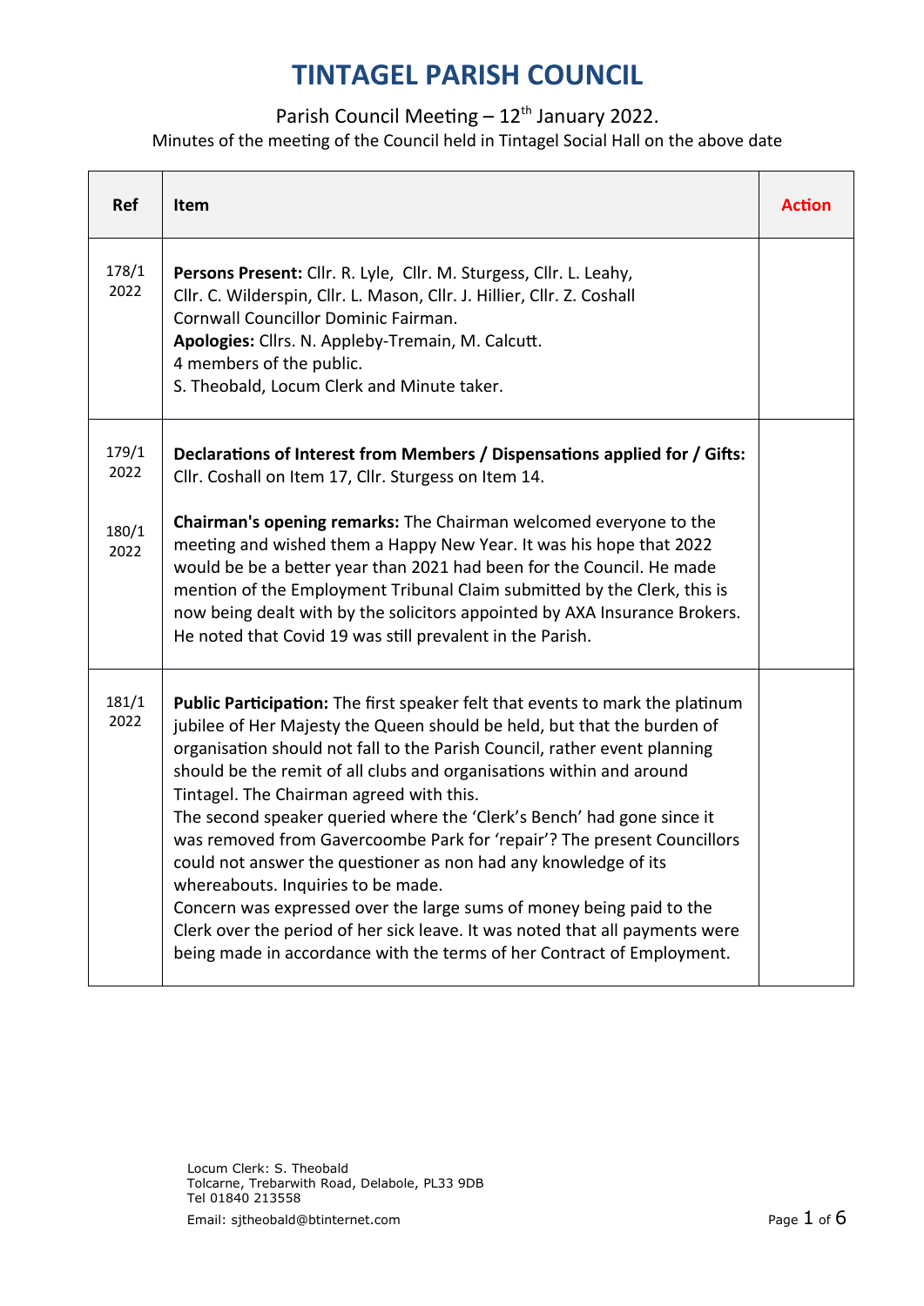# TINTAGEL PARISH COUNCIL

Parish Council Meeting – 12th January 2022.

Minutes of the meeting of the Council held in Tintagel Social Hall on the above date

| Ref | Item | Action |
|---|---|---|
| 178/1 2022 | **Persons Present:** Cllr. R. Lyle, Cllr. M. Sturgess, Cllr. L. Leahy, Cllr. C. Wilderspin, Cllr. L. Mason, Cllr. J. Hillier, Cllr. Z. Coshall Cornwall Councillor Dominic Fairman.<br>**Apologies:** Cllrs. N. Appleby-Tremain, M. Calcutt.<br>4 members of the public.<br>S. Theobald, Locum Clerk and Minute taker. | |
| 179/1 2022 | **Declarations of Interest from Members / Dispensations applied for / Gifts:** Cllr. Coshall on Item 17, Cllr. Sturgess on Item 14. | |
| 180/1 2022 | **Chairman's opening remarks:** The Chairman welcomed everyone to the meeting and wished them a Happy New Year. It was his hope that 2022 would be be a better year than 2021 had been for the Council. He made mention of the Employment Tribunal Claim submitted by the Clerk, this is now being dealt with by the solicitors appointed by AXA Insurance Brokers. He noted that Covid 19 was still prevalent in the Parish. | |
| 181/1 2022 | **Public Participation:** The first speaker felt that events to mark the platinum jubilee of Her Majesty the Queen should be held, but that the burden of organisation should not fall to the Parish Council, rather event planning should be the remit of all clubs and organisations within and around Tintagel. The Chairman agreed with this.<br>The second speaker queried where the 'Clerk's Bench' had gone since it was removed from Gavercoombe Park for 'repair'? The present Councillors could not answer the questioner as non had any knowledge of its whereabouts. Inquiries to be made.<br>Concern was expressed over the large sums of money being paid to the Clerk over the period of her sick leave. It was noted that all payments were being made in accordance with the terms of her Contract of Employment. | |

Locum Clerk: S. Theobald
Tolcarne, Trebarwith Road, Delabole, PL33 9DB
Tel 01840 213558
Email: sjtheobald@btinternet.com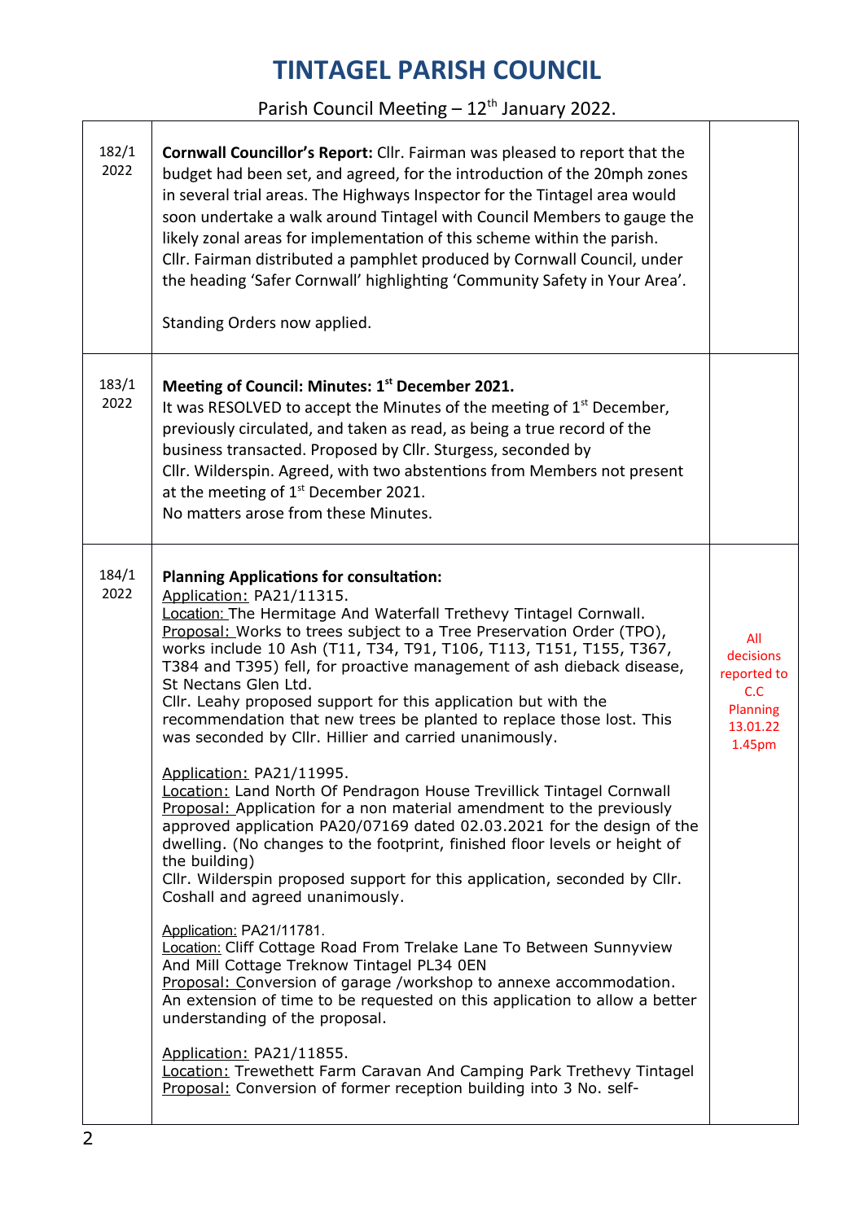# TINTAGEL PARISH COUNCIL

Parish Council Meeting – 12th January 2022.

| | | |
|---|---|---|
| 182/1 2022 | **Cornwall Councillor's Report:** Cllr. Fairman was pleased to report that the budget had been set, and agreed, for the introduction of the 20mph zones in several trial areas. The Highways Inspector for the Tintagel area would soon undertake a walk around Tintagel with Council Members to gauge the likely zonal areas for implementation of this scheme within the parish. Cllr. Fairman distributed a pamphlet produced by Cornwall Council, under the heading 'Safer Cornwall' highlighting 'Community Safety in Your Area'.<br><br>Standing Orders now applied. | |
| 183/1 2022 | **Meeting of Council: Minutes: 1st December 2021.**<br>It was RESOLVED to accept the Minutes of the meeting of 1st December, previously circulated, and taken as read, as being a true record of the business transacted. Proposed by Cllr. Sturgess, seconded by Cllr. Wilderspin. Agreed, with two abstentions from Members not present at the meeting of 1st December 2021.<br>No matters arose from these Minutes. | |
| 184/1 2022 | **Planning Applications for consultation:**<br>Application: PA21/11315.<br>Location: The Hermitage And Waterfall Trethevy Tintagel Cornwall.<br>Proposal: Works to trees subject to a Tree Preservation Order (TPO), works include 10 Ash (T11, T34, T91, T106, T113, T151, T155, T367, T384 and T395) fell, for proactive management of ash dieback disease, St Nectans Glen Ltd.<br>Cllr. Leahy proposed support for this application but with the recommendation that new trees be planted to replace those lost. This was seconded by Cllr. Hillier and carried unanimously.<br><br>Application: PA21/11995.<br>Location: Land North Of Pendragon House Trevillick Tintagel Cornwall<br>Proposal: Application for a non material amendment to the previously approved application PA20/07169 dated 02.03.2021 for the design of the dwelling. (No changes to the footprint, finished floor levels or height of the building)<br>Cllr. Wilderspin proposed support for this application, seconded by Cllr. Coshall and agreed unanimously.<br><br>Application: PA21/11781.<br>Location: Cliff Cottage Road From Trelake Lane To Between Sunnyview And Mill Cottage Treknow Tintagel PL34 0EN<br>Proposal: Conversion of garage /workshop to annexe accommodation.<br>An extension of time to be requested on this application to allow a better understanding of the proposal.<br><br>Application: PA21/11855.<br>Location: Trewethett Farm Caravan And Camping Park Trethevy Tintagel<br>Proposal: Conversion of former reception building into 3 No. self- | All decisions reported to C.C Planning 13.01.22 1.45pm |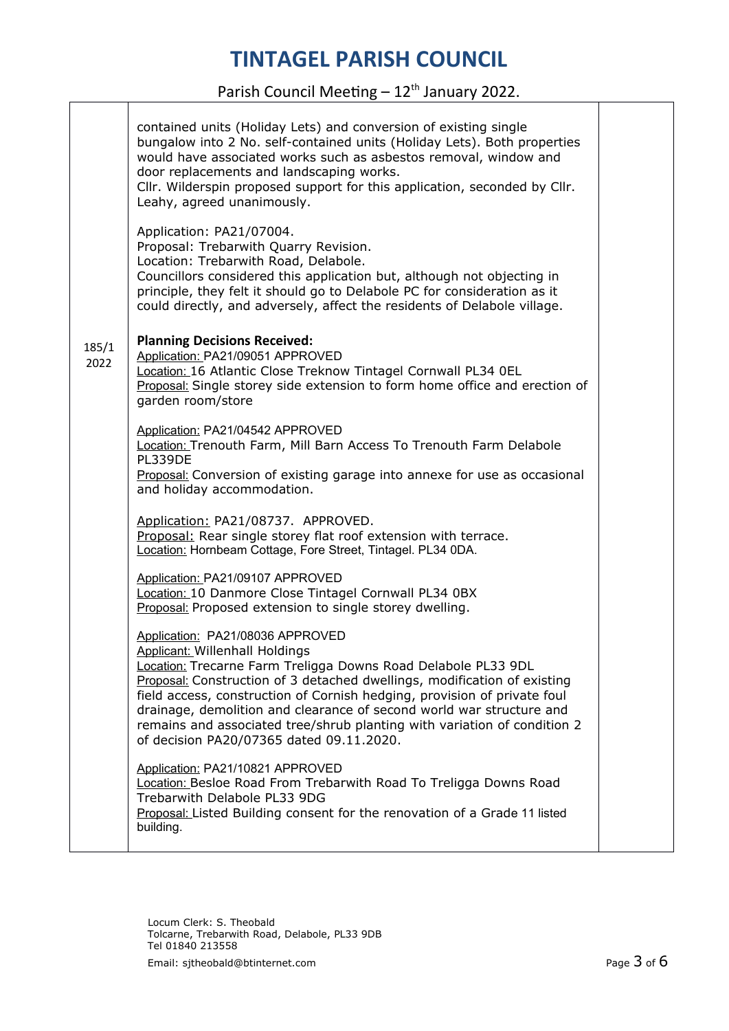# TINTAGEL PARISH COUNCIL

Parish Council Meeting – 12th January 2022.

| | | |
|---|---|---|
| | contained units (Holiday Lets) and conversion of existing single bungalow into 2 No. self-contained units (Holiday Lets). Both properties would have associated works such as asbestos removal, window and door replacements and landscaping works.<br>Cllr. Wilderspin proposed support for this application, seconded by Cllr. Leahy, agreed unanimously.<br><br>Application: PA21/07004.<br>Proposal: Trebarwith Quarry Revision.<br>Location: Trebarwith Road, Delabole.<br>Councillors considered this application but, although not objecting in principle, they felt it should go to Delabole PC for consideration as it could directly, and adversely, affect the residents of Delabole village. | |
| 185/1 2022 | **Planning Decisions Received:**<br>Application: PA21/09051 APPROVED<br>Location: 16 Atlantic Close Treknow Tintagel Cornwall PL34 0EL<br>Proposal: Single storey side extension to form home office and erection of garden room/store<br><br>Application: PA21/04542 APPROVED<br>Location: Trenouth Farm, Mill Barn Access To Trenouth Farm Delabole PL339DE<br>Proposal: Conversion of existing garage into annexe for use as occasional and holiday accommodation.<br><br>Application: PA21/08737. APPROVED.<br>Proposal: Rear single storey flat roof extension with terrace.<br>Location: Hornbeam Cottage, Fore Street, Tintagel. PL34 0DA.<br><br>Application: PA21/09107 APPROVED<br>Location: 10 Danmore Close Tintagel Cornwall PL34 0BX<br>Proposal: Proposed extension to single storey dwelling.<br><br>Application: PA21/08036 APPROVED<br>Applicant: Willenhall Holdings<br>Location: Trecarne Farm Treligga Downs Road Delabole PL33 9DL<br>Proposal: Construction of 3 detached dwellings, modification of existing field access, construction of Cornish hedging, provision of private foul drainage, demolition and clearance of second world war structure and remains and associated tree/shrub planting with variation of condition 2 of decision PA20/07365 dated 09.11.2020.<br><br>Application: PA21/10821 APPROVED<br>Location: Besloe Road From Trebarwith Road To Treligga Downs Road Trebarwith Delabole PL33 9DG<br>Proposal: Listed Building consent for the renovation of a Grade 11 listed building. | |

Locum Clerk: S. Theobald
Tolcarne, Trebarwith Road, Delabole, PL33 9DB
Tel 01840 213558
Email: sjtheobald@btinternet.com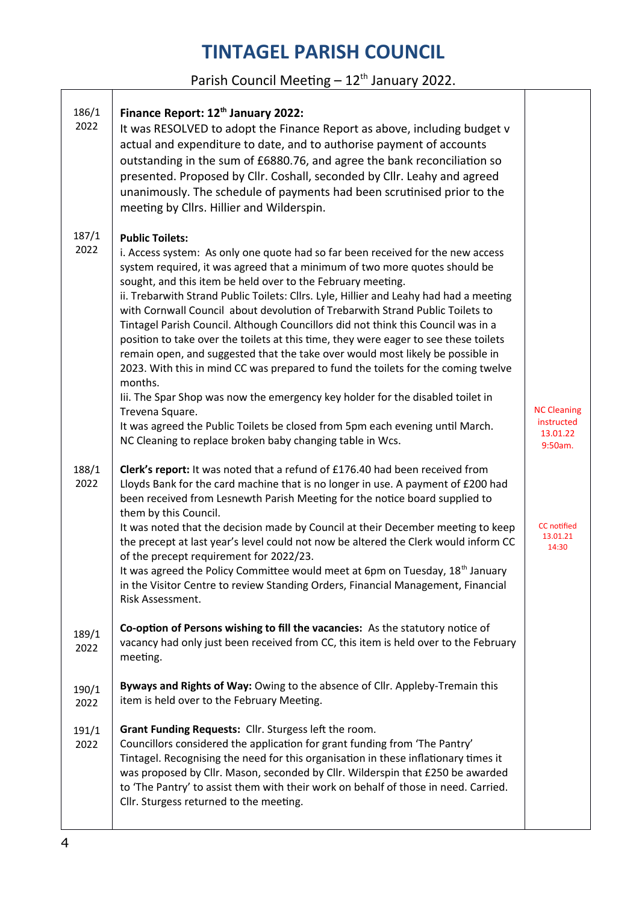# TINTAGEL PARISH COUNCIL

Parish Council Meeting – 12th January 2022.

| | | |
|---|---|---|
| 186/1 2022 | **Finance Report: 12th January 2022:**<br>It was RESOLVED to adopt the Finance Report as above, including budget v actual and expenditure to date, and to authorise payment of accounts outstanding in the sum of £6880.76, and agree the bank reconciliation so presented. Proposed by Cllr. Coshall, seconded by Cllr. Leahy and agreed unanimously. The schedule of payments had been scrutinised prior to the meeting by Cllrs. Hillier and Wilderspin. | |
| 187/1 2022 | **Public Toilets:**<br>i. Access system: As only one quote had so far been received for the new access system required, it was agreed that a minimum of two more quotes should be sought, and this item be held over to the February meeting.<br>ii. Trebarwith Strand Public Toilets: Cllrs. Lyle, Hillier and Leahy had had a meeting with Cornwall Council about devolution of Trebarwith Strand Public Toilets to Tintagel Parish Council. Although Councillors did not think this Council was in a position to take over the toilets at this time, they were eager to see these toilets remain open, and suggested that the take over would most likely be possible in 2023. With this in mind CC was prepared to fund the toilets for the coming twelve months.<br>Iii. The Spar Shop was now the emergency key holder for the disabled toilet in Trevena Square.<br>It was agreed the Public Toilets be closed from 5pm each evening until March.<br>NC Cleaning to replace broken baby changing table in Wcs. | NC Cleaning instructed 13.01.22 9:50am. |
| 188/1 2022 | **Clerk's report:** It was noted that a refund of £176.40 had been received from Lloyds Bank for the card machine that is no longer in use. A payment of £200 had been received from Lesnewth Parish Meeting for the notice board supplied to them by this Council.<br>It was noted that the decision made by Council at their December meeting to keep the precept at last year's level could not now be altered the Clerk would inform CC of the precept requirement for 2022/23.<br>It was agreed the Policy Committee would meet at 6pm on Tuesday, 18th January in the Visitor Centre to review Standing Orders, Financial Management, Financial Risk Assessment. | CC notified 13.01.21 14:30 |
| 189/1 2022 | **Co-option of Persons wishing to fill the vacancies:** As the statutory notice of vacancy had only just been received from CC, this item is held over to the February meeting. | |
| 190/1 2022 | **Byways and Rights of Way:** Owing to the absence of Cllr. Appleby-Tremain this item is held over to the February Meeting. | |
| 191/1 2022 | **Grant Funding Requests:** Cllr. Sturgess left the room.<br>Councillors considered the application for grant funding from 'The Pantry' Tintagel. Recognising the need for this organisation in these inflationary times it was proposed by Cllr. Mason, seconded by Cllr. Wilderspin that £250 be awarded to 'The Pantry' to assist them with their work on behalf of those in need. Carried.<br>Cllr. Sturgess returned to the meeting. | |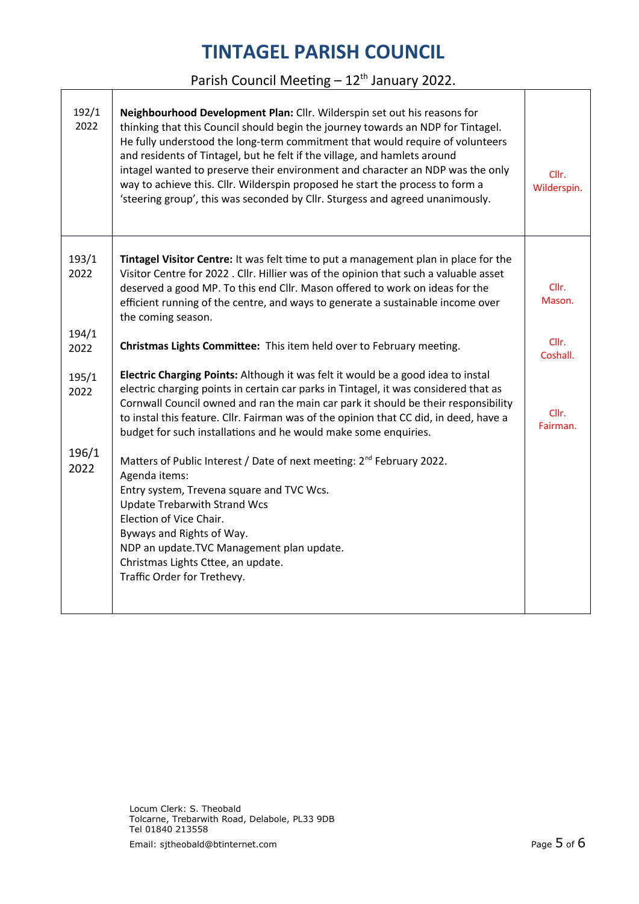# TINTAGEL PARISH COUNCIL

Parish Council Meeting – 12th January 2022.

| | | |
|---|---|---|
| 192/1 2022 | **Neighbourhood Development Plan:** Cllr. Wilderspin set out his reasons for thinking that this Council should begin the journey towards an NDP for Tintagel. He fully understood the long-term commitment that would require of volunteers and residents of Tintagel, but he felt if the village, and hamlets around intagel wanted to preserve their environment and character an NDP was the only way to achieve this. Cllr. Wilderspin proposed he start the process to form a 'steering group', this was seconded by Cllr. Sturgess and agreed unanimously. | Cllr. Wilderspin. |
| 193/1 2022 | **Tintagel Visitor Centre:** It was felt time to put a management plan in place for the Visitor Centre for 2022 . Cllr. Hillier was of the opinion that such a valuable asset deserved a good MP. To this end Cllr. Mason offered to work on ideas for the efficient running of the centre, and ways to generate a sustainable income over the coming season. | Cllr. Mason. |
| 194/1 2022 | **Christmas Lights Committee:** This item held over to February meeting. | Cllr. Coshall. |
| 195/1 2022 | **Electric Charging Points:** Although it was felt it would be a good idea to instal electric charging points in certain car parks in Tintagel, it was considered that as Cornwall Council owned and ran the main car park it should be their responsibility to instal this feature. Cllr. Fairman was of the opinion that CC did, in deed, have a budget for such installations and he would make some enquiries. | Cllr. Fairman. |
| 196/1 2022 | Matters of Public Interest / Date of next meeting: 2nd February 2022.<br>Agenda items:<br>Entry system, Trevena square and TVC Wcs.<br>Update Trebarwith Strand Wcs<br>Election of Vice Chair.<br>Byways and Rights of Way.<br>NDP an update.TVC Management plan update.<br>Christmas Lights Cttee, an update.<br>Traffic Order for Trethevy. | |

Locum Clerk: S. Theobald
Tolcarne, Trebarwith Road, Delabole, PL33 9DB
Tel 01840 213558
Email: sjtheobald@btinternet.com